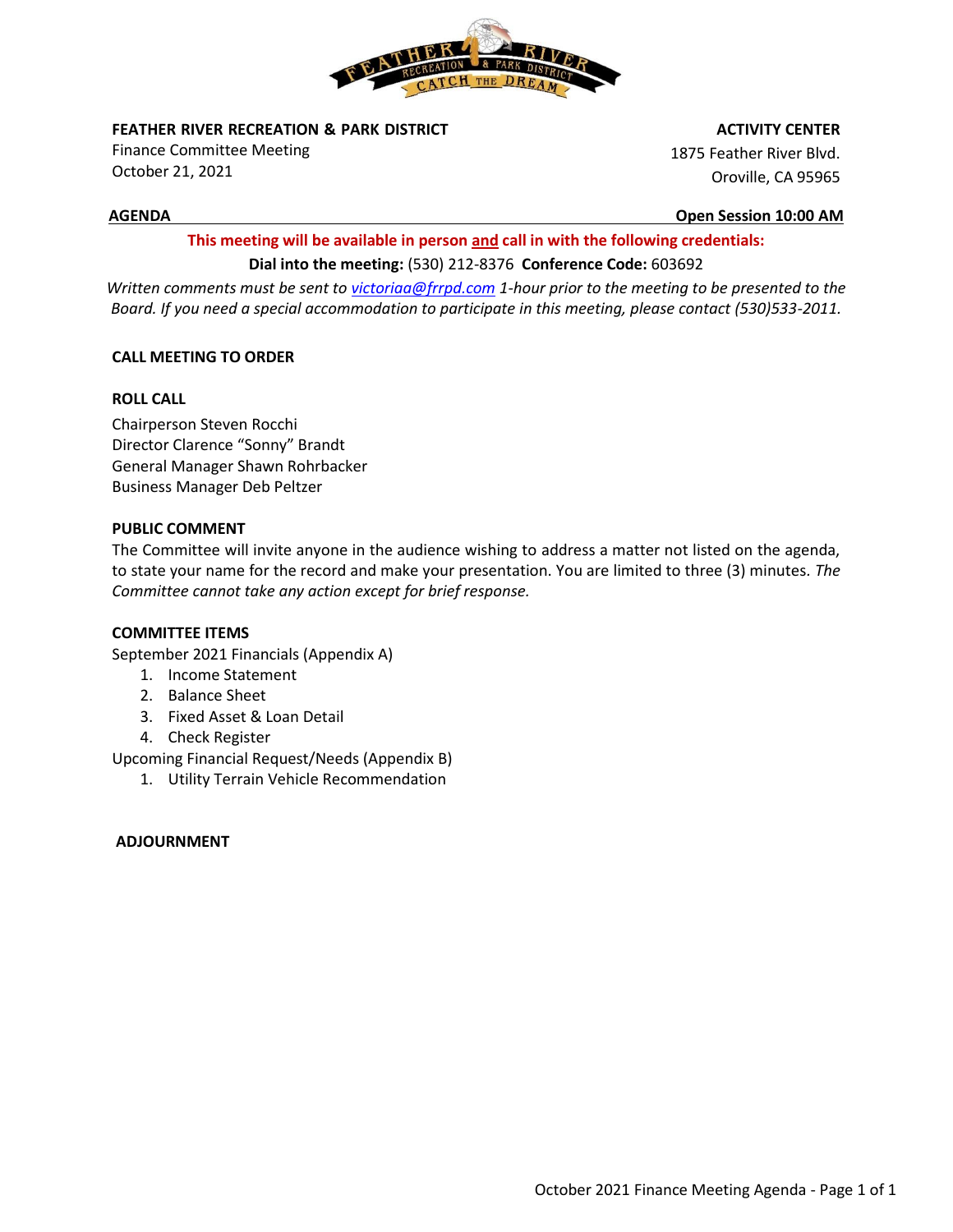**FEATHER RIVER RECREATION & PARK DISTRICT**
Finance Committee Meeting
October 21, 2021

**ACTIVITY CENTER**
1875 Feather River Blvd.
Oroville, CA 95965

**AGENDA** **Open Session 10:00 AM**

**This meeting will be available in person and call in with the following credentials:**

**Dial into the meeting:** (530) 212-8376 **Conference Code:** 603692

*Written comments must be sent to victoriaa@frrpd.com 1-hour prior to the meeting to be presented to the Board. If you need a special accommodation to participate in this meeting, please contact (530)533-2011.*

**CALL MEETING TO ORDER**

**ROLL CALL**

Chairperson Steven Rocchi
Director Clarence "Sonny" Brandt
General Manager Shawn Rohrbacker
Business Manager Deb Peltzer

**PUBLIC COMMENT**

The Committee will invite anyone in the audience wishing to address a matter not listed on the agenda, to state your name for the record and make your presentation. You are limited to three (3) minutes. *The Committee cannot take any action except for brief response.*

**COMMITTEE ITEMS**

September 2021 Financials (Appendix A)

1. Income Statement
2. Balance Sheet
3. Fixed Asset & Loan Detail
4. Check Register

Upcoming Financial Request/Needs (Appendix B)

1. Utility Terrain Vehicle Recommendation

**ADJOURNMENT**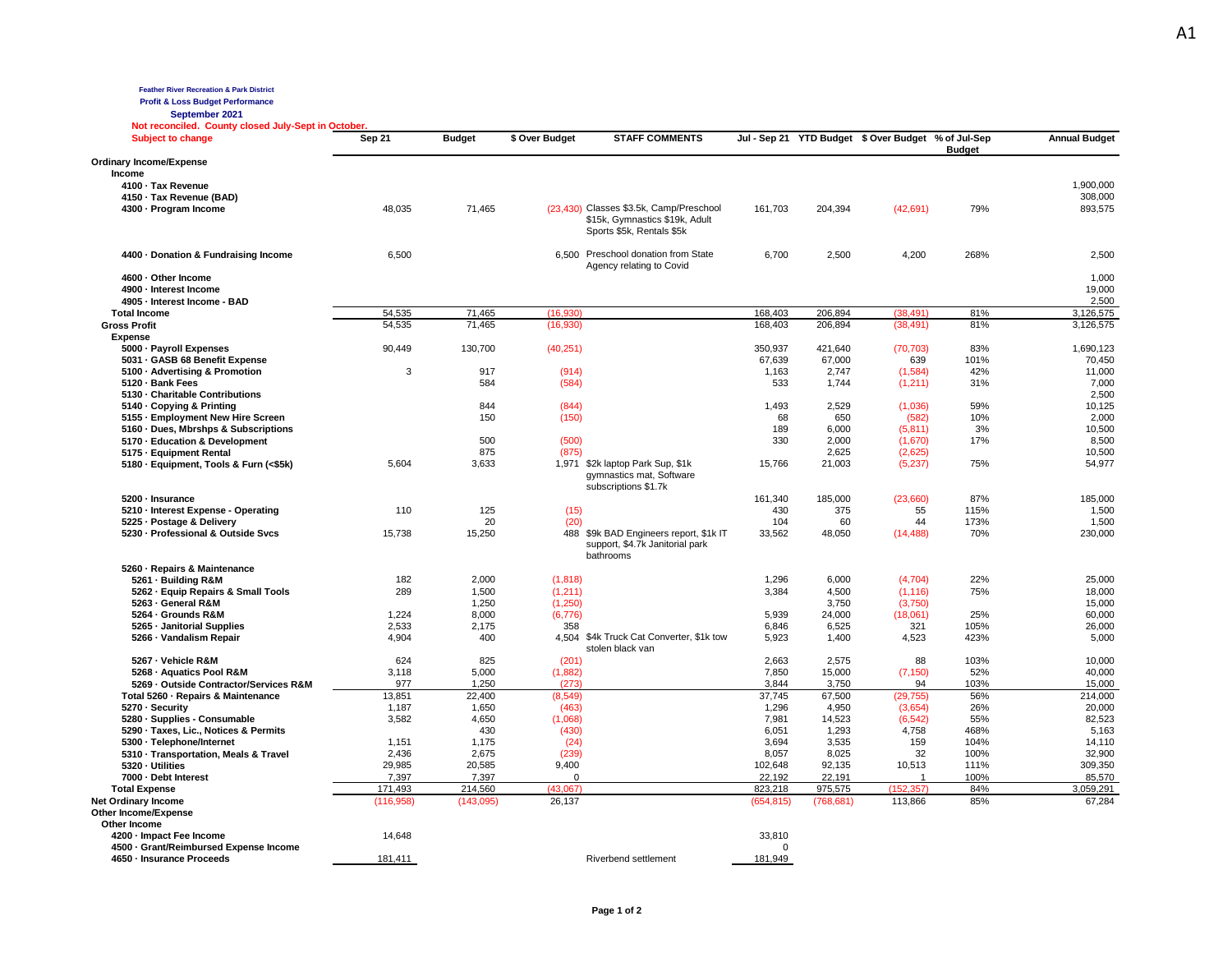**Feather River Recreation & Park District**

**Profit & Loss Budget Performance**

**September 2021**

**Not reconciled. County closed July-Sept in October. Subject to change**

| | Sep 21 | Budget | $ Over Budget | STAFF COMMENTS | Jul - Sep 21 | YTD Budget | $ Over Budget | % of Jul-Sep Budget | Annual Budget |
|---|---|---|---|---|---|---|---|---|---|
| **Ordinary Income/Expense** | | | | | | | | | |
| **Income** | | | | | | | | | |
| **4100 · Tax Revenue** | | | | | | | | | 1,900,000 |
| **4150 · Tax Revenue (BAD)** | | | | | | | | | 308,000 |
| **4300 · Program Income** | 48,035 | 71,465 | (23,430) | Classes $3.5k, Camp/Preschool $15k, Gymnastics $19k, Adult Sports $5k, Rentals $5k | 161,703 | 204,394 | (42,691) | 79% | 893,575 |
| **4400 · Donation & Fundraising Income** | 6,500 | | 6,500 | Preschool donation from State Agency relating to Covid | 6,700 | 2,500 | 4,200 | 268% | 2,500 |
| **4600 · Other Income** | | | | | | | | | 1,000 |
| **4900 · Interest Income** | | | | | | | | | 19,000 |
| **4905 · Interest Income - BAD** | | | | | | | | | 2,500 |
| **Total Income** | 54,535 | 71,465 | (16,930) | | 168,403 | 206,894 | (38,491) | 81% | 3,126,575 |
| **Gross Profit** | 54,535 | 71,465 | (16,930) | | 168,403 | 206,894 | (38,491) | 81% | 3,126,575 |
| **Expense** | | | | | | | | | |
| **5000 · Payroll Expenses** | 90,449 | 130,700 | (40,251) | | 350,937 | 421,640 | (70,703) | 83% | 1,690,123 |
| **5031 · GASB 68 Benefit Expense** | | | | | 67,639 | 67,000 | 639 | 101% | 70,450 |
| **5100 · Advertising & Promotion** | 3 | 917 | (914) | | 1,163 | 2,747 | (1,584) | 42% | 11,000 |
| **5120 · Bank Fees** | | 584 | (584) | | 533 | 1,744 | (1,211) | 31% | 7,000 |
| **5130 · Charitable Contributions** | | | | | | | | | 2,500 |
| **5140 · Copying & Printing** | | 844 | (844) | | 1,493 | 2,529 | (1,036) | 59% | 10,125 |
| **5155 · Employment New Hire Screen** | | 150 | (150) | | 68 | 650 | (582) | 10% | 2,000 |
| **5160 · Dues, Mbrshps & Subscriptions** | | | | | 189 | 6,000 | (5,811) | 3% | 10,500 |
| **5170 · Education & Development** | | 500 | (500) | | 330 | 2,000 | (1,670) | 17% | 8,500 |
| **5175 · Equipment Rental** | | 875 | (875) | | | 2,625 | (2,625) | | 10,500 |
| **5180 · Equipment, Tools & Furn (<$5k)** | 5,604 | 3,633 | 1,971 | $2k laptop Park Sup, $1k gymnastics mat, Software subscriptions $1.7k | 15,766 | 21,003 | (5,237) | 75% | 54,977 |
| **5200 · Insurance** | | | | | 161,340 | 185,000 | (23,660) | 87% | 185,000 |
| **5210 · Interest Expense - Operating** | 110 | 125 | (15) | | 430 | 375 | 55 | 115% | 1,500 |
| **5225 · Postage & Delivery** | | 20 | (20) | | 104 | 60 | 44 | 173% | 1,500 |
| **5230 · Professional & Outside Svcs** | 15,738 | 15,250 | 488 | $9k BAD Engineers report, $1k IT support, $4.7k Janitorial park bathrooms | 33,562 | 48,050 | (14,488) | 70% | 230,000 |
| **5260 · Repairs & Maintenance** | | | | | | | | | |
| **5261 · Building R&M** | 182 | 2,000 | (1,818) | | 1,296 | 6,000 | (4,704) | 22% | 25,000 |
| **5262 · Equip Repairs & Small Tools** | 289 | 1,500 | (1,211) | | 3,384 | 4,500 | (1,116) | 75% | 18,000 |
| **5263 · General R&M** | | 1,250 | (1,250) | | | 3,750 | (3,750) | | 15,000 |
| **5264 · Grounds R&M** | 1,224 | 8,000 | (6,776) | | 5,939 | 24,000 | (18,061) | 25% | 60,000 |
| **5265 · Janitorial Supplies** | 2,533 | 2,175 | 358 | | 6,846 | 6,525 | 321 | 105% | 26,000 |
| **5266 · Vandalism Repair** | 4,904 | 400 | 4,504 | $4k Truck Cat Converter, $1k tow stolen black van | 5,923 | 1,400 | 4,523 | 423% | 5,000 |
| **5267 · Vehicle R&M** | 624 | 825 | (201) | | 2,663 | 2,575 | 88 | 103% | 10,000 |
| **5268 · Aquatics Pool R&M** | 3,118 | 5,000 | (1,882) | | 7,850 | 15,000 | (7,150) | 52% | 40,000 |
| **5269 · Outside Contractor/Services R&M** | 977 | 1,250 | (273) | | 3,844 | 3,750 | 94 | 103% | 15,000 |
| **Total 5260 · Repairs & Maintenance** | 13,851 | 22,400 | (8,549) | | 37,745 | 67,500 | (29,755) | 56% | 214,000 |
| **5270 · Security** | 1,187 | 1,650 | (463) | | 1,296 | 4,950 | (3,654) | 26% | 20,000 |
| **5280 · Supplies - Consumable** | 3,582 | 4,650 | (1,068) | | 7,981 | 14,523 | (6,542) | 55% | 82,523 |
| **5290 · Taxes, Lic., Notices & Permits** | | 430 | (430) | | 6,051 | 1,293 | 4,758 | 468% | 5,163 |
| **5300 · Telephone/Internet** | 1,151 | 1,175 | (24) | | 3,694 | 3,535 | 159 | 104% | 14,110 |
| **5310 · Transportation, Meals & Travel** | 2,436 | 2,675 | (239) | | 8,057 | 8,025 | 32 | 100% | 32,900 |
| **5320 · Utilities** | 29,985 | 20,585 | 9,400 | | 102,648 | 92,135 | 10,513 | 111% | 309,350 |
| **7000 · Debt Interest** | 7,397 | 7,397 | 0 | | 22,192 | 22,191 | 1 | 100% | 85,570 |
| **Total Expense** | 171,493 | 214,560 | (43,067) | | 823,218 | 975,575 | (152,357) | 84% | 3,059,291 |
| **Net Ordinary Income** | (116,958) | (143,095) | 26,137 | | (654,815) | (768,681) | 113,866 | 85% | 67,284 |
| **Other Income/Expense** | | | | | | | | | |
| **Other Income** | | | | | | | | | |
| **4200 · Impact Fee Income** | 14,648 | | | | 33,810 | | | | |
| **4500 · Grant/Reimbursed Expense Income** | | | | | 0 | | | | |
| **4650 · Insurance Proceeds** | 181,411 | | | Riverbend settlement | 181,949 | | | | |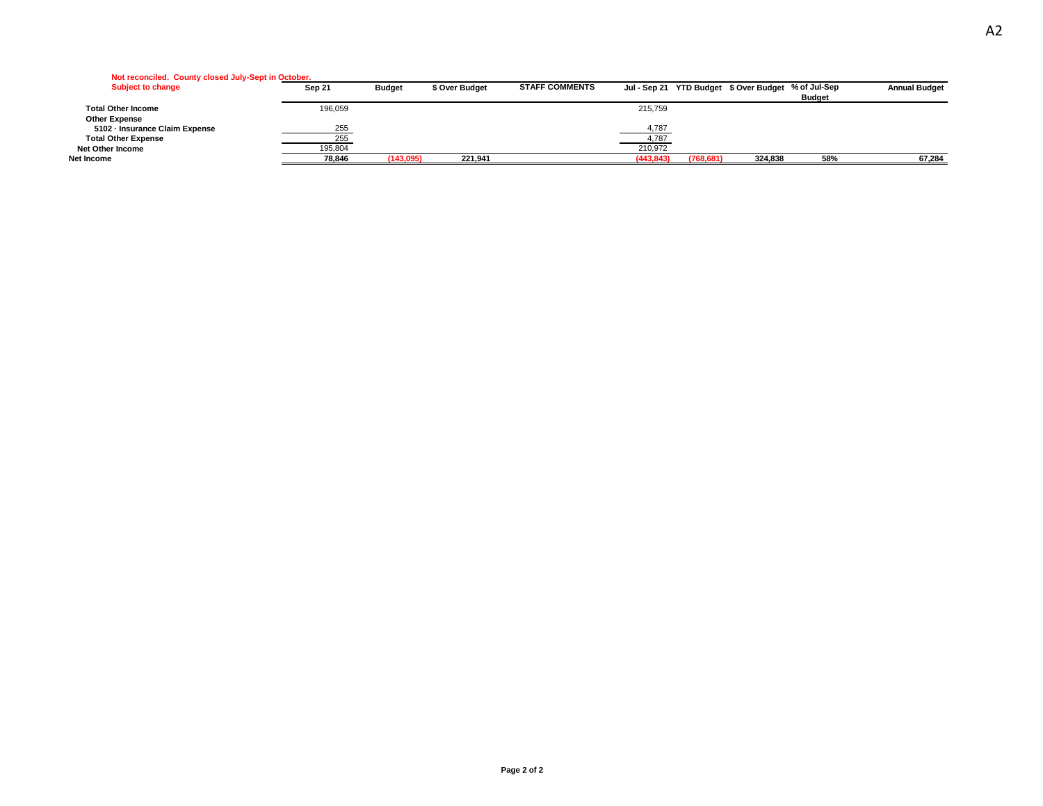Not reconciled. County closed July-Sept in October.
Subject to change

| | Sep 21 | Budget | $ Over Budget | STAFF COMMENTS | Jul - Sep 21 | YTD Budget | $ Over Budget | % of Jul-Sep Budget | Annual Budget |
|---|---|---|---|---|---|---|---|---|---|
| Total Other Income | 196,059 | | | | 215,759 | | | | |
| Other Expense | | | | | | | | | |
| 5102 · Insurance Claim Expense | 255 | | | | 4,787 | | | | |
| Total Other Expense | 255 | | | | 4,787 | | | | |
| Net Other Income | 195,804 | | | | 210,972 | | | | |
| **Net Income** | **78,846** | **(143,095)** | **221,941** | | **(443,843)** | **(768,681)** | **324,838** | **58%** | **67,284** |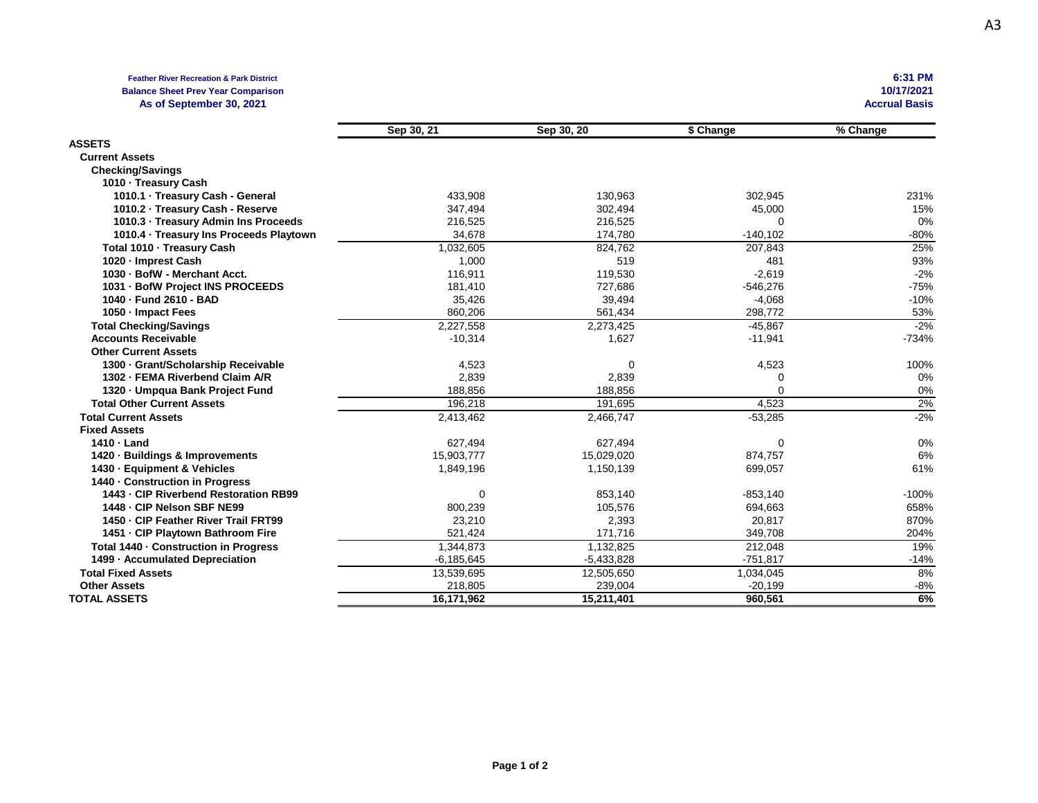**Feather River Recreation & Park District**
**Balance Sheet Prev Year Comparison**
**As of September 30, 2021**

**6:31 PM**
**10/17/2021**
**Accrual Basis**

| | Sep 30, 21 | Sep 30, 20 | $ Change | % Change |
|---|---|---|---|---|
| **ASSETS** | | | | |
| **Current Assets** | | | | |
| **Checking/Savings** | | | | |
| **1010 · Treasury Cash** | | | | |
| **1010.1 · Treasury Cash - General** | 433,908 | 130,963 | 302,945 | 231% |
| **1010.2 · Treasury Cash - Reserve** | 347,494 | 302,494 | 45,000 | 15% |
| **1010.3 · Treasury Admin Ins Proceeds** | 216,525 | 216,525 | 0 | 0% |
| **1010.4 · Treasury Ins Proceeds Playtown** | 34,678 | 174,780 | -140,102 | -80% |
| **Total 1010 · Treasury Cash** | 1,032,605 | 824,762 | 207,843 | 25% |
| **1020 · Imprest Cash** | 1,000 | 519 | 481 | 93% |
| **1030 · BofW - Merchant Acct.** | 116,911 | 119,530 | -2,619 | -2% |
| **1031 · BofW Project INS PROCEEDS** | 181,410 | 727,686 | -546,276 | -75% |
| **1040 · Fund 2610 - BAD** | 35,426 | 39,494 | -4,068 | -10% |
| **1050 · Impact Fees** | 860,206 | 561,434 | 298,772 | 53% |
| **Total Checking/Savings** | 2,227,558 | 2,273,425 | -45,867 | -2% |
| **Accounts Receivable** | -10,314 | 1,627 | -11,941 | -734% |
| **Other Current Assets** | | | | |
| **1300 · Grant/Scholarship Receivable** | 4,523 | 0 | 4,523 | 100% |
| **1302 · FEMA Riverbend Claim A/R** | 2,839 | 2,839 | 0 | 0% |
| **1320 · Umpqua Bank Project Fund** | 188,856 | 188,856 | 0 | 0% |
| **Total Other Current Assets** | 196,218 | 191,695 | 4,523 | 2% |
| **Total Current Assets** | 2,413,462 | 2,466,747 | -53,285 | -2% |
| **Fixed Assets** | | | | |
| **1410 · Land** | 627,494 | 627,494 | 0 | 0% |
| **1420 · Buildings & Improvements** | 15,903,777 | 15,029,020 | 874,757 | 6% |
| **1430 · Equipment & Vehicles** | 1,849,196 | 1,150,139 | 699,057 | 61% |
| **1440 · Construction in Progress** | | | | |
| **1443 · CIP Riverbend Restoration RB99** | 0 | 853,140 | -853,140 | -100% |
| **1448 · CIP Nelson SBF NE99** | 800,239 | 105,576 | 694,663 | 658% |
| **1450 · CIP Feather River Trail FRT99** | 23,210 | 2,393 | 20,817 | 870% |
| **1451 · CIP Playtown Bathroom Fire** | 521,424 | 171,716 | 349,708 | 204% |
| **Total 1440 · Construction in Progress** | 1,344,873 | 1,132,825 | 212,048 | 19% |
| **1499 · Accumulated Depreciation** | -6,185,645 | -5,433,828 | -751,817 | -14% |
| **Total Fixed Assets** | 13,539,695 | 12,505,650 | 1,034,045 | 8% |
| **Other Assets** | 218,805 | 239,004 | -20,199 | -8% |
| **TOTAL ASSETS** | **16,171,962** | **15,211,401** | **960,561** | **6%** |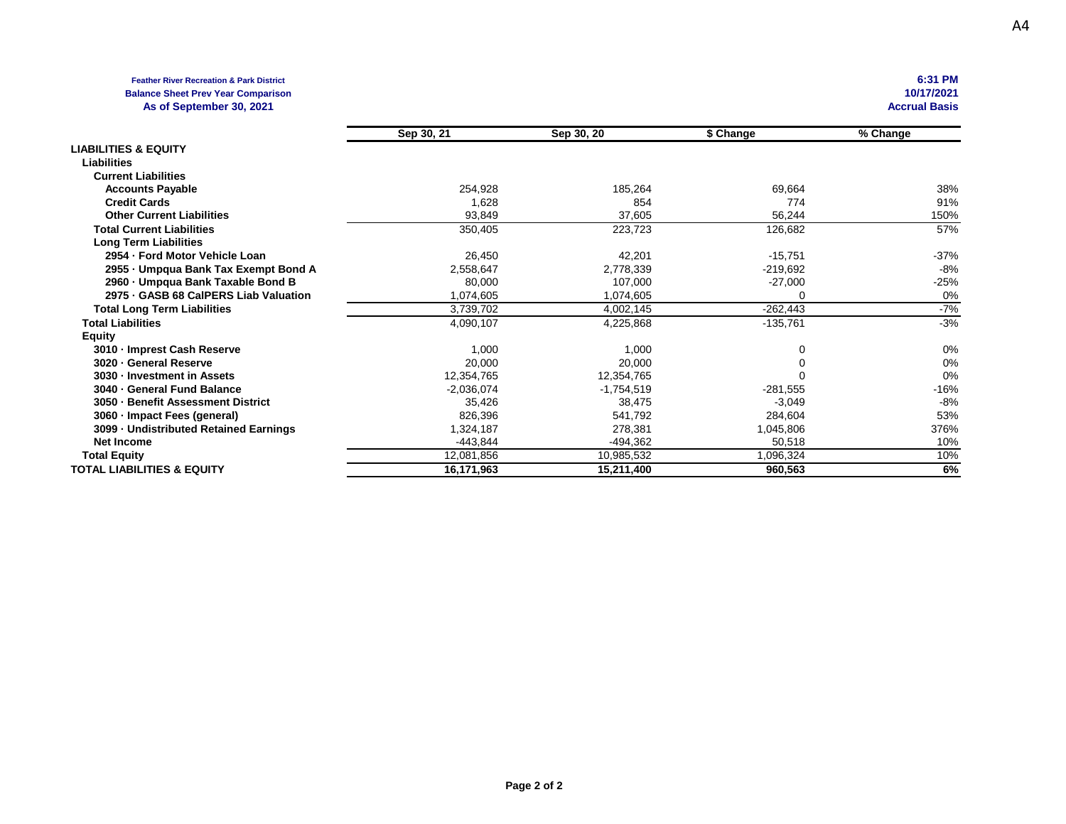**Feather River Recreation & Park District**
**Balance Sheet Prev Year Comparison**
**As of September 30, 2021**

**6:31 PM**
**10/17/2021**
**Accrual Basis**

| | Sep 30, 21 | Sep 30, 20 | $ Change | % Change |
|---|---|---|---|---|
| **LIABILITIES & EQUITY** | | | | |
| **Liabilities** | | | | |
| **Current Liabilities** | | | | |
| **Accounts Payable** | 254,928 | 185,264 | 69,664 | 38% |
| **Credit Cards** | 1,628 | 854 | 774 | 91% |
| **Other Current Liabilities** | 93,849 | 37,605 | 56,244 | 150% |
| **Total Current Liabilities** | 350,405 | 223,723 | 126,682 | 57% |
| **Long Term Liabilities** | | | | |
| **2954 · Ford Motor Vehicle Loan** | 26,450 | 42,201 | -15,751 | -37% |
| **2955 · Umpqua Bank Tax Exempt Bond A** | 2,558,647 | 2,778,339 | -219,692 | -8% |
| **2960 · Umpqua Bank Taxable Bond B** | 80,000 | 107,000 | -27,000 | -25% |
| **2975 · GASB 68 CalPERS Liab Valuation** | 1,074,605 | 1,074,605 | 0 | 0% |
| **Total Long Term Liabilities** | 3,739,702 | 4,002,145 | -262,443 | -7% |
| **Total Liabilities** | 4,090,107 | 4,225,868 | -135,761 | -3% |
| **Equity** | | | | |
| **3010 · Imprest Cash Reserve** | 1,000 | 1,000 | 0 | 0% |
| **3020 · General Reserve** | 20,000 | 20,000 | 0 | 0% |
| **3030 · Investment in Assets** | 12,354,765 | 12,354,765 | 0 | 0% |
| **3040 · General Fund Balance** | -2,036,074 | -1,754,519 | -281,555 | -16% |
| **3050 · Benefit Assessment District** | 35,426 | 38,475 | -3,049 | -8% |
| **3060 · Impact Fees (general)** | 826,396 | 541,792 | 284,604 | 53% |
| **3099 · Undistributed Retained Earnings** | 1,324,187 | 278,381 | 1,045,806 | 376% |
| **Net Income** | -443,844 | -494,362 | 50,518 | 10% |
| **Total Equity** | 12,081,856 | 10,985,532 | 1,096,324 | 10% |
| **TOTAL LIABILITIES & EQUITY** | **16,171,963** | **15,211,400** | **960,563** | **6%** |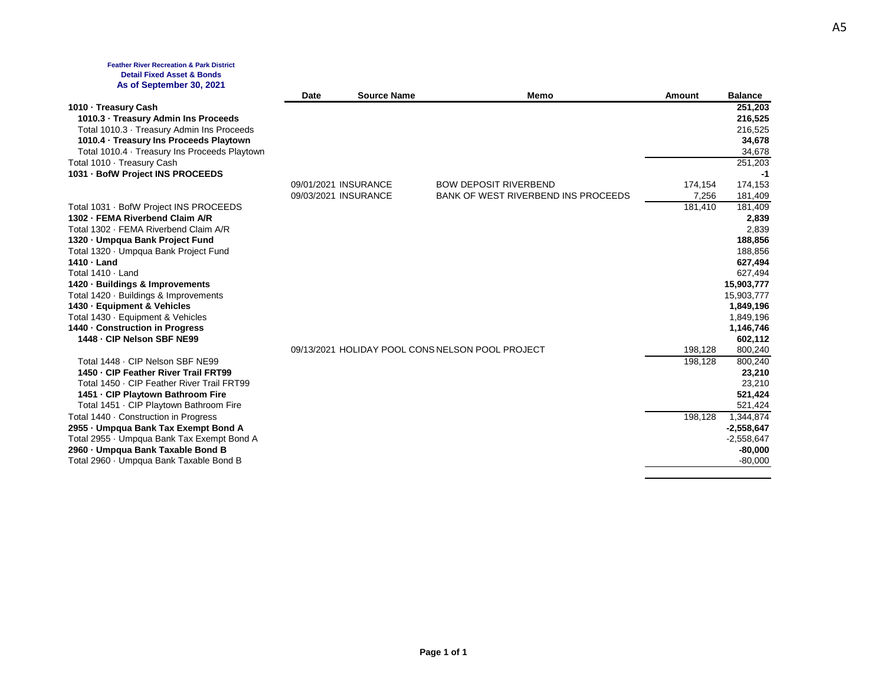**Feather River Recreation & Park District**
**Detail Fixed Asset & Bonds**
**As of September 30, 2021**

| | Date | Source Name | Memo | Amount | Balance |
|---|---|---|---|---|---|
| **1010 · Treasury Cash** | | | | | **251,203** |
| **1010.3 · Treasury Admin Ins Proceeds** | | | | | **216,525** |
| Total 1010.3 · Treasury Admin Ins Proceeds | | | | | 216,525 |
| **1010.4 · Treasury Ins Proceeds Playtown** | | | | | **34,678** |
| Total 1010.4 · Treasury Ins Proceeds Playtown | | | | | 34,678 |
| Total 1010 · Treasury Cash | | | | | 251,203 |
| **1031 · BofW Project INS PROCEEDS** | | | | | **-1** |
| | 09/01/2021 | INSURANCE | BOW DEPOSIT RIVERBEND | 174,154 | 174,153 |
| | 09/03/2021 | INSURANCE | BANK OF WEST RIVERBEND INS PROCEEDS | 7,256 | 181,409 |
| Total 1031 · BofW Project INS PROCEEDS | | | | 181,410 | 181,409 |
| **1302 · FEMA Riverbend Claim A/R** | | | | | **2,839** |
| Total 1302 · FEMA Riverbend Claim A/R | | | | | 2,839 |
| **1320 · Umpqua Bank Project Fund** | | | | | **188,856** |
| Total 1320 · Umpqua Bank Project Fund | | | | | 188,856 |
| **1410 · Land** | | | | | **627,494** |
| Total 1410 · Land | | | | | 627,494 |
| **1420 · Buildings & Improvements** | | | | | **15,903,777** |
| Total 1420 · Buildings & Improvements | | | | | 15,903,777 |
| **1430 · Equipment & Vehicles** | | | | | **1,849,196** |
| Total 1430 · Equipment & Vehicles | | | | | 1,849,196 |
| **1440 · Construction in Progress** | | | | | **1,146,746** |
| **1448 · CIP Nelson SBF NE99** | | | | | **602,112** |
| | 09/13/2021 | HOLIDAY POOL CONS | NELSON POOL PROJECT | 198,128 | 800,240 |
| Total 1448 · CIP Nelson SBF NE99 | | | | 198,128 | 800,240 |
| **1450 · CIP Feather River Trail FRT99** | | | | | **23,210** |
| Total 1450 · CIP Feather River Trail FRT99 | | | | | 23,210 |
| **1451 · CIP Playtown Bathroom Fire** | | | | | **521,424** |
| Total 1451 · CIP Playtown Bathroom Fire | | | | | 521,424 |
| Total 1440 · Construction in Progress | | | | 198,128 | 1,344,874 |
| **2955 · Umpqua Bank Tax Exempt Bond A** | | | | | **-2,558,647** |
| Total 2955 · Umpqua Bank Tax Exempt Bond A | | | | | -2,558,647 |
| **2960 · Umpqua Bank Taxable Bond B** | | | | | **-80,000** |
| Total 2960 · Umpqua Bank Taxable Bond B | | | | | -80,000 |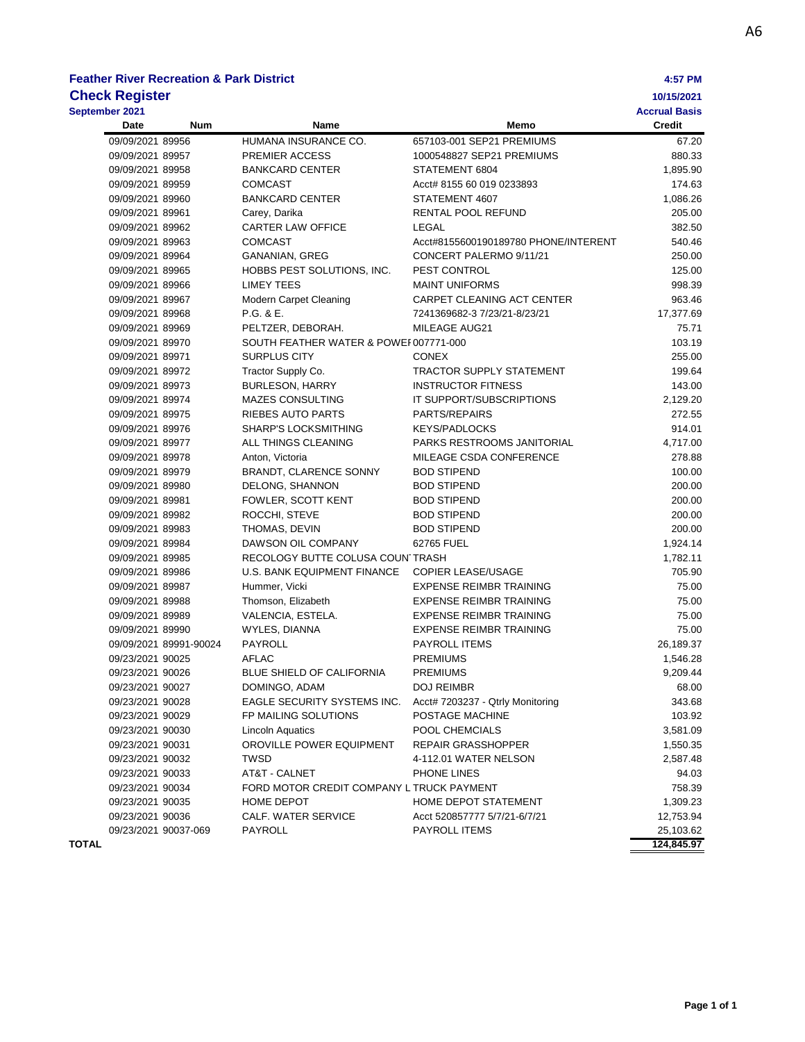# Feather River Recreation & Park District

## Check Register

**September 2021**

4:57 PM
10/15/2021
Accrual Basis

| Date | Num | Name | Memo | Credit |
|---|---|---|---|---|
| 09/09/2021 | 89956 | HUMANA INSURANCE CO. | 657103-001 SEP21 PREMIUMS | 67.20 |
| 09/09/2021 | 89957 | PREMIER ACCESS | 1000548827 SEP21 PREMIUMS | 880.33 |
| 09/09/2021 | 89958 | BANKCARD CENTER | STATEMENT 6804 | 1,895.90 |
| 09/09/2021 | 89959 | COMCAST | Acct# 8155 60 019 0233893 | 174.63 |
| 09/09/2021 | 89960 | BANKCARD CENTER | STATEMENT 4607 | 1,086.26 |
| 09/09/2021 | 89961 | Carey, Darika | RENTAL POOL REFUND | 205.00 |
| 09/09/2021 | 89962 | CARTER LAW OFFICE | LEGAL | 382.50 |
| 09/09/2021 | 89963 | COMCAST | Acct#8155600190189780 PHONE/INTERENT | 540.46 |
| 09/09/2021 | 89964 | GANANIAN, GREG | CONCERT PALERMO 9/11/21 | 250.00 |
| 09/09/2021 | 89965 | HOBBS PEST SOLUTIONS, INC. | PEST CONTROL | 125.00 |
| 09/09/2021 | 89966 | LIMEY TEES | MAINT UNIFORMS | 998.39 |
| 09/09/2021 | 89967 | Modern Carpet Cleaning | CARPET CLEANING ACT CENTER | 963.46 |
| 09/09/2021 | 89968 | P.G. & E. | 7241369682-3 7/23/21-8/23/21 | 17,377.69 |
| 09/09/2021 | 89969 | PELTZER, DEBORAH. | MILEAGE AUG21 | 75.71 |
| 09/09/2021 | 89970 | SOUTH FEATHER WATER & POWEI | 007771-000 | 103.19 |
| 09/09/2021 | 89971 | SURPLUS CITY | CONEX | 255.00 |
| 09/09/2021 | 89972 | Tractor Supply Co. | TRACTOR SUPPLY STATEMENT | 199.64 |
| 09/09/2021 | 89973 | BURLESON, HARRY | INSTRUCTOR FITNESS | 143.00 |
| 09/09/2021 | 89974 | MAZES CONSULTING | IT SUPPORT/SUBSCRIPTIONS | 2,129.20 |
| 09/09/2021 | 89975 | RIEBES AUTO PARTS | PARTS/REPAIRS | 272.55 |
| 09/09/2021 | 89976 | SHARP'S LOCKSMITHING | KEYS/PADLOCKS | 914.01 |
| 09/09/2021 | 89977 | ALL THINGS CLEANING | PARKS RESTROOMS JANITORIAL | 4,717.00 |
| 09/09/2021 | 89978 | Anton, Victoria | MILEAGE CSDA CONFERENCE | 278.88 |
| 09/09/2021 | 89979 | BRANDT, CLARENCE SONNY | BOD STIPEND | 100.00 |
| 09/09/2021 | 89980 | DELONG, SHANNON | BOD STIPEND | 200.00 |
| 09/09/2021 | 89981 | FOWLER, SCOTT KENT | BOD STIPEND | 200.00 |
| 09/09/2021 | 89982 | ROCCHI, STEVE | BOD STIPEND | 200.00 |
| 09/09/2021 | 89983 | THOMAS, DEVIN | BOD STIPEND | 200.00 |
| 09/09/2021 | 89984 | DAWSON OIL COMPANY | 62765 FUEL | 1,924.14 |
| 09/09/2021 | 89985 | RECOLOGY BUTTE COLUSA COUN | TRASH | 1,782.11 |
| 09/09/2021 | 89986 | U.S. BANK EQUIPMENT FINANCE | COPIER LEASE/USAGE | 705.90 |
| 09/09/2021 | 89987 | Hummer, Vicki | EXPENSE REIMBR TRAINING | 75.00 |
| 09/09/2021 | 89988 | Thomson, Elizabeth | EXPENSE REIMBR TRAINING | 75.00 |
| 09/09/2021 | 89989 | VALENCIA, ESTELA. | EXPENSE REIMBR TRAINING | 75.00 |
| 09/09/2021 | 89990 | WYLES, DIANNA | EXPENSE REIMBR TRAINING | 75.00 |
| 09/09/2021 | 89991-90024 | PAYROLL | PAYROLL ITEMS | 26,189.37 |
| 09/23/2021 | 90025 | AFLAC | PREMIUMS | 1,546.28 |
| 09/23/2021 | 90026 | BLUE SHIELD OF CALIFORNIA | PREMIUMS | 9,209.44 |
| 09/23/2021 | 90027 | DOMINGO, ADAM | DOJ REIMBR | 68.00 |
| 09/23/2021 | 90028 | EAGLE SECURITY SYSTEMS INC. | Acct# 7203237 - Qtrly Monitoring | 343.68 |
| 09/23/2021 | 90029 | FP MAILING SOLUTIONS | POSTAGE MACHINE | 103.92 |
| 09/23/2021 | 90030 | Lincoln Aquatics | POOL CHEMCIALS | 3,581.09 |
| 09/23/2021 | 90031 | OROVILLE POWER EQUIPMENT | REPAIR GRASSHOPPER | 1,550.35 |
| 09/23/2021 | 90032 | TWSD | 4-112.01 WATER NELSON | 2,587.48 |
| 09/23/2021 | 90033 | AT&T - CALNET | PHONE LINES | 94.03 |
| 09/23/2021 | 90034 | FORD MOTOR CREDIT COMPANY L | TRUCK PAYMENT | 758.39 |
| 09/23/2021 | 90035 | HOME DEPOT | HOME DEPOT STATEMENT | 1,309.23 |
| 09/23/2021 | 90036 | CALF. WATER SERVICE | Acct 520857777 5/7/21-6/7/21 | 12,753.94 |
| 09/23/2021 | 90037-069 | PAYROLL | PAYROLL ITEMS | 25,103.62 |
| **TOTAL** | | | | **124,845.97** |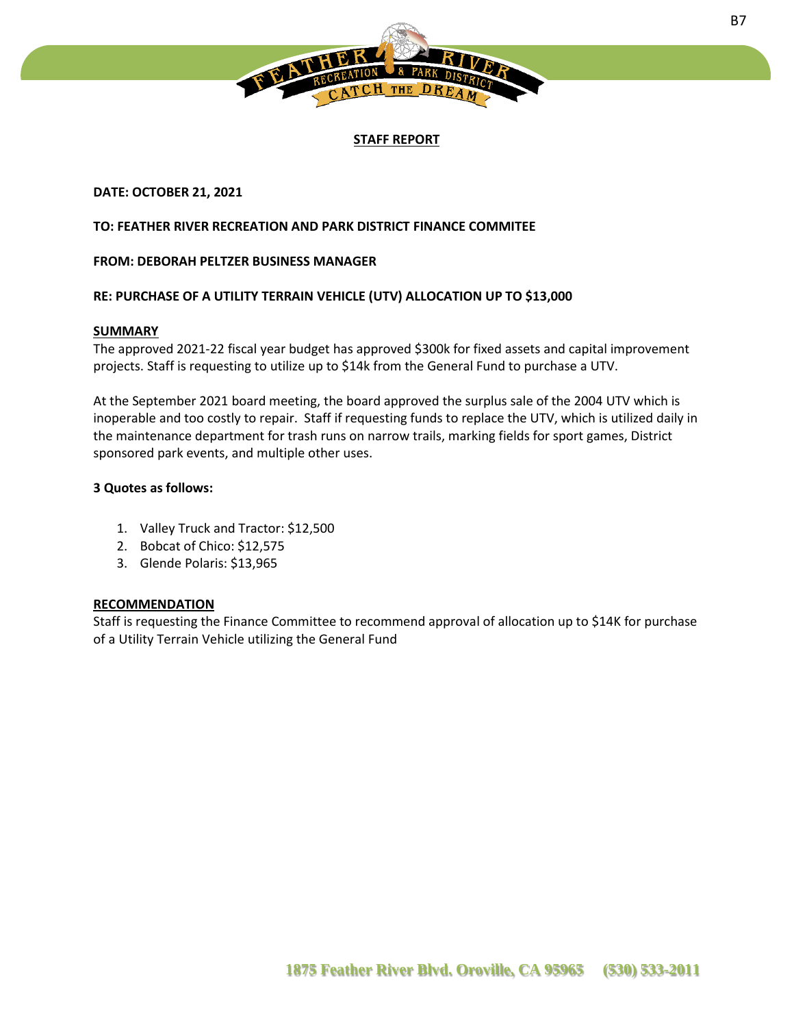**STAFF REPORT**

**DATE: OCTOBER 21, 2021**

**TO: FEATHER RIVER RECREATION AND PARK DISTRICT FINANCE COMMITEE**

**FROM: DEBORAH PELTZER BUSINESS MANAGER**

**RE: PURCHASE OF A UTILITY TERRAIN VEHICLE (UTV) ALLOCATION UP TO $13,000**

## SUMMARY

The approved 2021-22 fiscal year budget has approved $300k for fixed assets and capital improvement projects. Staff is requesting to utilize up to $14k from the General Fund to purchase a UTV.

At the September 2021 board meeting, the board approved the surplus sale of the 2004 UTV which is inoperable and too costly to repair. Staff if requesting funds to replace the UTV, which is utilized daily in the maintenance department for trash runs on narrow trails, marking fields for sport games, District sponsored park events, and multiple other uses.

**3 Quotes as follows:**

1. Valley Truck and Tractor: $12,500
2. Bobcat of Chico: $12,575
3. Glende Polaris: $13,965

## RECOMMENDATION

Staff is requesting the Finance Committee to recommend approval of allocation up to $14K for purchase of a Utility Terrain Vehicle utilizing the General Fund